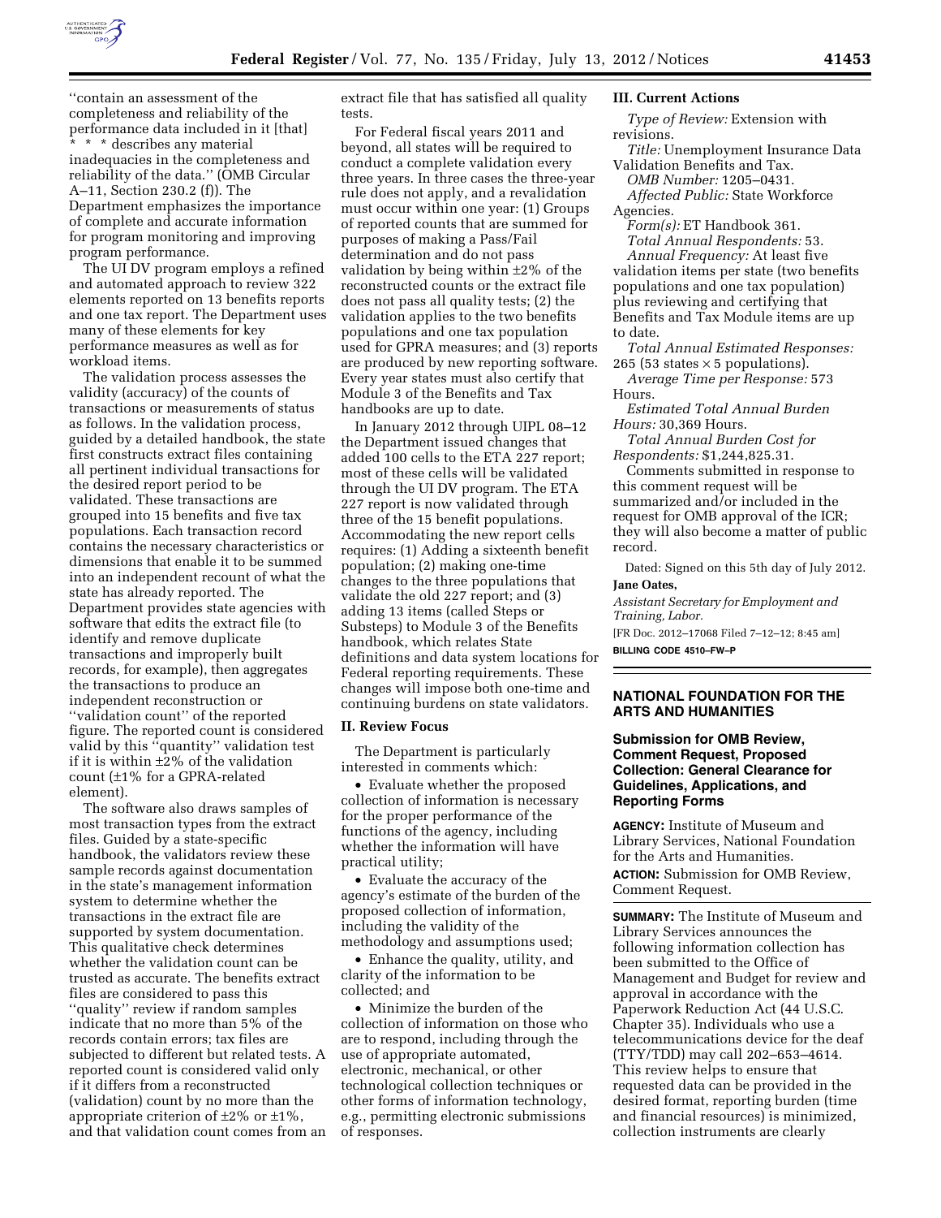''contain an assessment of the completeness and reliability of the performance data included in it [that] * * * describes any material inadequacies in the completeness and reliability of the data.'' (OMB Circular A–11, Section 230.2 (f)). The Department emphasizes the importance of complete and accurate information for program monitoring and improving program performance.

The UI DV program employs a refined and automated approach to review 322 elements reported on 13 benefits reports and one tax report. The Department uses many of these elements for key performance measures as well as for workload items.

The validation process assesses the validity (accuracy) of the counts of transactions or measurements of status as follows. In the validation process, guided by a detailed handbook, the state first constructs extract files containing all pertinent individual transactions for the desired report period to be validated. These transactions are grouped into 15 benefits and five tax populations. Each transaction record contains the necessary characteristics or dimensions that enable it to be summed into an independent recount of what the state has already reported. The Department provides state agencies with software that edits the extract file (to identify and remove duplicate transactions and improperly built records, for example), then aggregates the transactions to produce an independent reconstruction or ''validation count'' of the reported figure. The reported count is considered valid by this ''quantity'' validation test if it is within ±2% of the validation count (±1% for a GPRA-related element).

The software also draws samples of most transaction types from the extract files. Guided by a state-specific handbook, the validators review these sample records against documentation in the state's management information system to determine whether the transactions in the extract file are supported by system documentation. This qualitative check determines whether the validation count can be trusted as accurate. The benefits extract files are considered to pass this ''quality'' review if random samples indicate that no more than 5% of the records contain errors; tax files are subjected to different but related tests. A reported count is considered valid only if it differs from a reconstructed (validation) count by no more than the appropriate criterion of ±2% or ±1%, and that validation count comes from an extract file that has satisfied all quality tests.

For Federal fiscal years 2011 and beyond, all states will be required to conduct a complete validation every three years. In three cases the three-year rule does not apply, and a revalidation must occur within one year: (1) Groups of reported counts that are summed for purposes of making a Pass/Fail determination and do not pass validation by being within ±2% of the reconstructed counts or the extract file does not pass all quality tests; (2) the validation applies to the two benefits populations and one tax population used for GPRA measures; and (3) reports are produced by new reporting software. Every year states must also certify that Module 3 of the Benefits and Tax handbooks are up to date.

In January 2012 through UIPL 08–12 the Department issued changes that added 100 cells to the ETA 227 report; most of these cells will be validated through the UI DV program. The ETA 227 report is now validated through three of the 15 benefit populations. Accommodating the new report cells requires: (1) Adding a sixteenth benefit population; (2) making one-time changes to the three populations that validate the old 227 report; and (3) adding 13 items (called Steps or Substeps) to Module 3 of the Benefits handbook, which relates State definitions and data system locations for Federal reporting requirements. These changes will impose both one-time and continuing burdens on state validators.

## II. Review Focus

The Department is particularly interested in comments which:

- Evaluate whether the proposed collection of information is necessary for the proper performance of the functions of the agency, including whether the information will have practical utility;
- Evaluate the accuracy of the agency's estimate of the burden of the proposed collection of information, including the validity of the methodology and assumptions used;
- Enhance the quality, utility, and clarity of the information to be collected; and
- Minimize the burden of the collection of information on those who are to respond, including through the use of appropriate automated, electronic, mechanical, or other technological collection techniques or other forms of information technology, e.g., permitting electronic submissions of responses.

## III. Current Actions

*Type of Review:* Extension with revisions.

*Title:* Unemployment Insurance Data Validation Benefits and Tax.

*OMB Number:* 1205–0431.

*Affected Public:* State Workforce Agencies.

*Form(s):* ET Handbook 361.

*Total Annual Respondents:* 53.

*Annual Frequency:* At least five validation items per state (two benefits populations and one tax population) plus reviewing and certifying that Benefits and Tax Module items are up to date.

*Total Annual Estimated Responses:* 265 (53 states × 5 populations).

*Average Time per Response:* 573 Hours.

*Estimated Total Annual Burden Hours:* 30,369 Hours.

*Total Annual Burden Cost for Respondents:* $1,244,825.31.

Comments submitted in response to this comment request will be summarized and/or included in the request for OMB approval of the ICR; they will also become a matter of public record.

Dated: Signed on this 5th day of July 2012.

**Jane Oates,**

*Assistant Secretary for Employment and Training, Labor.*

[FR Doc. 2012–17068 Filed 7–12–12; 8:45 am]

**BILLING CODE 4510–FW–P**

# NATIONAL FOUNDATION FOR THE ARTS AND HUMANITIES

## Submission for OMB Review, Comment Request, Proposed Collection: General Clearance for Guidelines, Applications, and Reporting Forms

**AGENCY:** Institute of Museum and Library Services, National Foundation for the Arts and Humanities.

**ACTION:** Submission for OMB Review, Comment Request.

**SUMMARY:** The Institute of Museum and Library Services announces the following information collection has been submitted to the Office of Management and Budget for review and approval in accordance with the Paperwork Reduction Act (44 U.S.C. Chapter 35). Individuals who use a telecommunications device for the deaf (TTY/TDD) may call 202–653–4614. This review helps to ensure that requested data can be provided in the desired format, reporting burden (time and financial resources) is minimized, collection instruments are clearly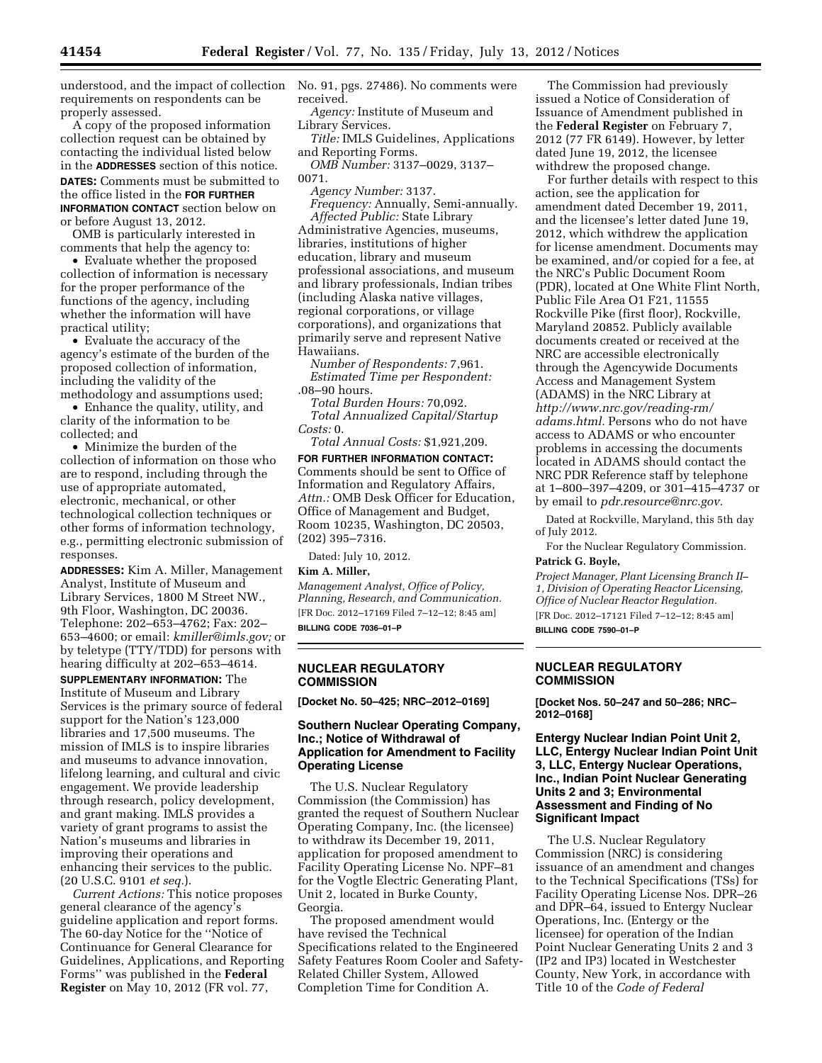understood, and the impact of collection requirements on respondents can be properly assessed.

A copy of the proposed information collection request can be obtained by contacting the individual listed below in the **ADDRESSES** section of this notice.

**DATES:** Comments must be submitted to the office listed in the **FOR FURTHER INFORMATION CONTACT** section below on or before August 13, 2012.

OMB is particularly interested in comments that help the agency to:

- Evaluate whether the proposed collection of information is necessary for the proper performance of the functions of the agency, including whether the information will have practical utility;
- Evaluate the accuracy of the agency's estimate of the burden of the proposed collection of information, including the validity of the methodology and assumptions used;
- Enhance the quality, utility, and clarity of the information to be collected; and
- Minimize the burden of the collection of information on those who are to respond, including through the use of appropriate automated, electronic, mechanical, or other technological collection techniques or other forms of information technology, e.g., permitting electronic submission of responses.

**ADDRESSES:** Kim A. Miller, Management Analyst, Institute of Museum and Library Services, 1800 M Street NW., 9th Floor, Washington, DC 20036. Telephone: 202–653–4762; Fax: 202–653–4600; or email: *kmiller@imls.gov;* or by teletype (TTY/TDD) for persons with hearing difficulty at 202–653–4614.

**SUPPLEMENTARY INFORMATION:** The Institute of Museum and Library Services is the primary source of federal support for the Nation's 123,000 libraries and 17,500 museums. The mission of IMLS is to inspire libraries and museums to advance innovation, lifelong learning, and cultural and civic engagement. We provide leadership through research, policy development, and grant making. IMLS provides a variety of grant programs to assist the Nation's museums and libraries in improving their operations and enhancing their services to the public. (20 U.S.C. 9101 *et seq.*).

*Current Actions:* This notice proposes general clearance of the agency's guideline application and report forms. The 60-day Notice for the ''Notice of Continuance for General Clearance for Guidelines, Applications, and Reporting Forms'' was published in the **Federal Register** on May 10, 2012 (FR vol. 77, No. 91, pgs. 27486). No comments were received.

*Agency:* Institute of Museum and Library Services.

*Title:* IMLS Guidelines, Applications and Reporting Forms.

*OMB Number:* 3137–0029, 3137–0071.

*Agency Number:* 3137.

*Frequency:* Annually, Semi-annually.

*Affected Public:* State Library Administrative Agencies, museums, libraries, institutions of higher education, library and museum professional associations, and museum and library professionals, Indian tribes (including Alaska native villages, regional corporations, or village corporations), and organizations that primarily serve and represent Native Hawaiians.

*Number of Respondents:* 7,961.

*Estimated Time per Respondent:* .08–90 hours.

*Total Burden Hours:* 70,092.

*Total Annualized Capital/Startup Costs:* 0.

*Total Annual Costs:* $1,921,209.

**FOR FURTHER INFORMATION CONTACT:** Comments should be sent to Office of Information and Regulatory Affairs, *Attn.:* OMB Desk Officer for Education, Office of Management and Budget, Room 10235, Washington, DC 20503, (202) 395–7316.

Dated: July 10, 2012.

**Kim A. Miller,**

*Management Analyst, Office of Policy, Planning, Research, and Communication.*

[FR Doc. 2012–17169 Filed 7–12–12; 8:45 am]

**BILLING CODE 7036–01–P**

## NUCLEAR REGULATORY COMMISSION

**[Docket No. 50–425; NRC–2012–0169]**

### Southern Nuclear Operating Company, Inc.; Notice of Withdrawal of Application for Amendment to Facility Operating License

The U.S. Nuclear Regulatory Commission (the Commission) has granted the request of Southern Nuclear Operating Company, Inc. (the licensee) to withdraw its December 19, 2011, application for proposed amendment to Facility Operating License No. NPF–81 for the Vogtle Electric Generating Plant, Unit 2, located in Burke County, Georgia.

The proposed amendment would have revised the Technical Specifications related to the Engineered Safety Features Room Cooler and Safety-Related Chiller System, Allowed Completion Time for Condition A.

The Commission had previously issued a Notice of Consideration of Issuance of Amendment published in the **Federal Register** on February 7, 2012 (77 FR 6149). However, by letter dated June 19, 2012, the licensee withdrew the proposed change.

For further details with respect to this action, see the application for amendment dated December 19, 2011, and the licensee's letter dated June 19, 2012, which withdrew the application for license amendment. Documents may be examined, and/or copied for a fee, at the NRC's Public Document Room (PDR), located at One White Flint North, Public File Area O1 F21, 11555 Rockville Pike (first floor), Rockville, Maryland 20852. Publicly available documents created or received at the NRC are accessible electronically through the Agencywide Documents Access and Management System (ADAMS) in the NRC Library at *http://www.nrc.gov/reading-rm/adams.html.* Persons who do not have access to ADAMS or who encounter problems in accessing the documents located in ADAMS should contact the NRC PDR Reference staff by telephone at 1–800–397–4209, or 301–415–4737 or by email to *pdr.resource@nrc.gov.*

Dated at Rockville, Maryland, this 5th day of July 2012.

For the Nuclear Regulatory Commission.

**Patrick G. Boyle,**

*Project Manager, Plant Licensing Branch II–1, Division of Operating Reactor Licensing, Office of Nuclear Reactor Regulation.*

[FR Doc. 2012–17121 Filed 7–12–12; 8:45 am]

**BILLING CODE 7590–01–P**

## NUCLEAR REGULATORY COMMISSION

**[Docket Nos. 50–247 and 50–286; NRC–2012–0168]**

### Entergy Nuclear Indian Point Unit 2, LLC, Entergy Nuclear Indian Point Unit 3, LLC, Entergy Nuclear Operations, Inc., Indian Point Nuclear Generating Units 2 and 3; Environmental Assessment and Finding of No Significant Impact

The U.S. Nuclear Regulatory Commission (NRC) is considering issuance of an amendment and changes to the Technical Specifications (TSs) for Facility Operating License Nos. DPR–26 and DPR–64, issued to Entergy Nuclear Operations, Inc. (Entergy or the licensee) for operation of the Indian Point Nuclear Generating Units 2 and 3 (IP2 and IP3) located in Westchester County, New York, in accordance with Title 10 of the *Code of Federal*